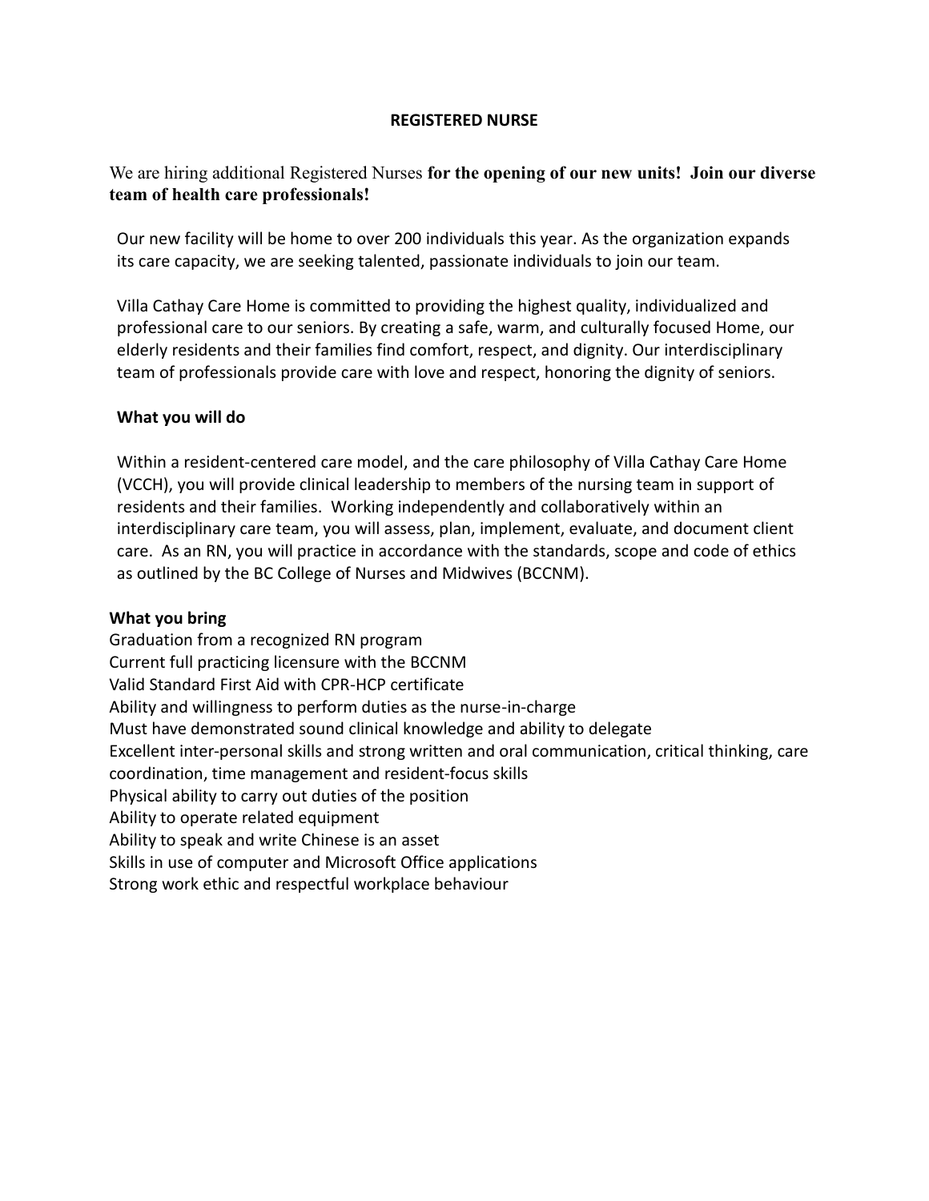# REGISTERED NURSE

We are hiring additional Registered Nurses **for the opening of our new units! Join our diverse team of health care professionals!**

Our new facility will be home to over 200 individuals this year. As the organization expands its care capacity, we are seeking talented, passionate individuals to join our team.

Villa Cathay Care Home is committed to providing the highest quality, individualized and professional care to our seniors. By creating a safe, warm, and culturally focused Home, our elderly residents and their families find comfort, respect, and dignity. Our interdisciplinary team of professionals provide care with love and respect, honoring the dignity of seniors.

## What you will do

Within a resident-centered care model, and the care philosophy of Villa Cathay Care Home (VCCH), you will provide clinical leadership to members of the nursing team in support of residents and their families. Working independently and collaboratively within an interdisciplinary care team, you will assess, plan, implement, evaluate, and document client care. As an RN, you will practice in accordance with the standards, scope and code of ethics as outlined by the BC College of Nurses and Midwives (BCCNM).

## What you bring

- Graduation from a recognized RN program
- Current full practicing licensure with the BCCNM
- Valid Standard First Aid with CPR-HCP certificate
- Ability and willingness to perform duties as the nurse-in-charge
- Must have demonstrated sound clinical knowledge and ability to delegate
- Excellent inter-personal skills and strong written and oral communication, critical thinking, care coordination, time management and resident-focus skills
- Physical ability to carry out duties of the position
- Ability to operate related equipment
- Ability to speak and write Chinese is an asset
- Skills in use of computer and Microsoft Office applications
- Strong work ethic and respectful workplace behaviour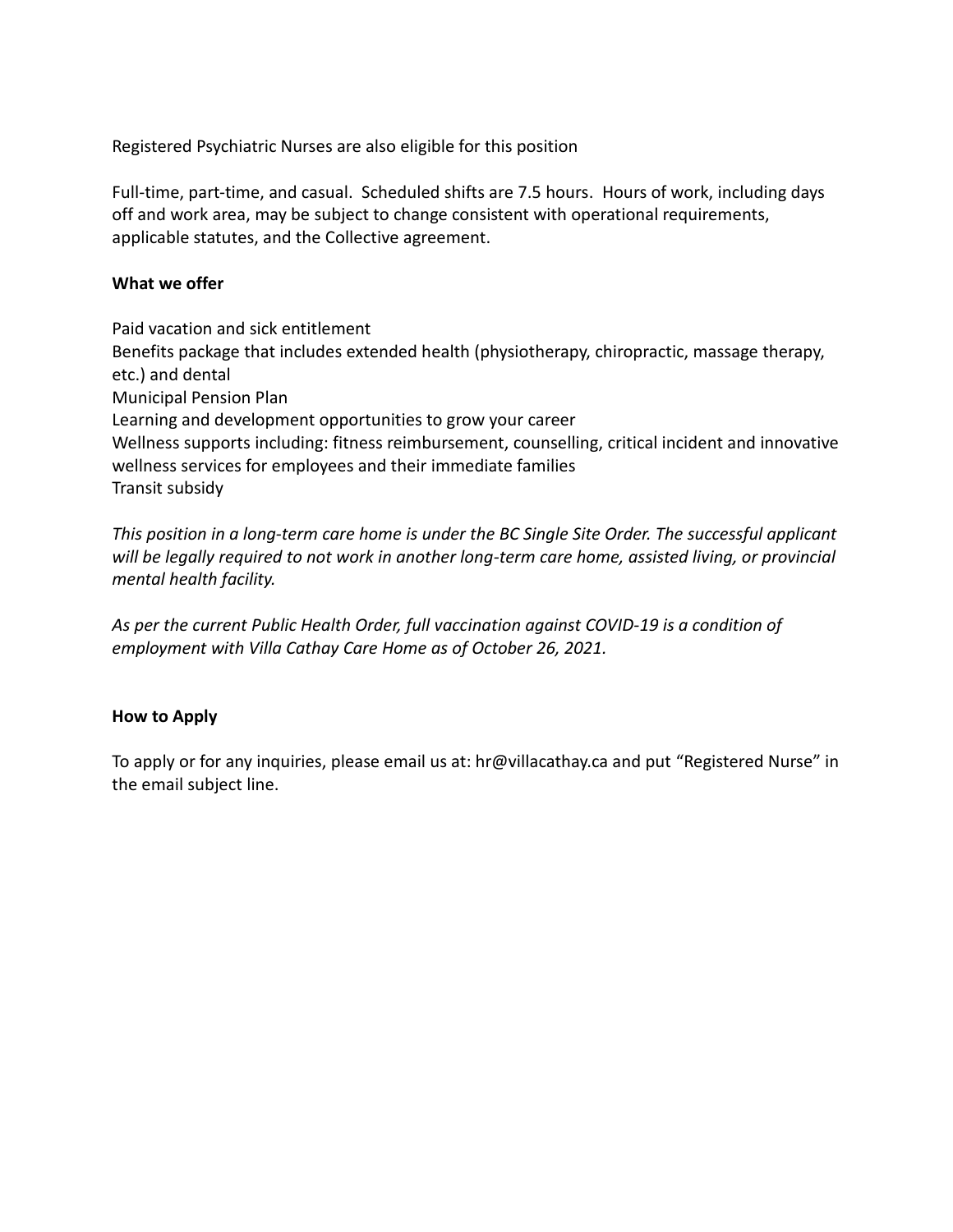Registered Psychiatric Nurses are also eligible for this position

Full-time, part-time, and casual. Scheduled shifts are 7.5 hours. Hours of work, including days off and work area, may be subject to change consistent with operational requirements, applicable statutes, and the Collective agreement.

**What we offer**

Paid vacation and sick entitlement
Benefits package that includes extended health (physiotherapy, chiropractic, massage therapy, etc.) and dental
Municipal Pension Plan
Learning and development opportunities to grow your career
Wellness supports including: fitness reimbursement, counselling, critical incident and innovative wellness services for employees and their immediate families
Transit subsidy

*This position in a long-term care home is under the BC Single Site Order. The successful applicant will be legally required to not work in another long-term care home, assisted living, or provincial mental health facility.*

*As per the current Public Health Order, full vaccination against COVID-19 is a condition of employment with Villa Cathay Care Home as of October 26, 2021.*

**How to Apply**

To apply or for any inquiries, please email us at: hr@villacathay.ca and put "Registered Nurse" in the email subject line.